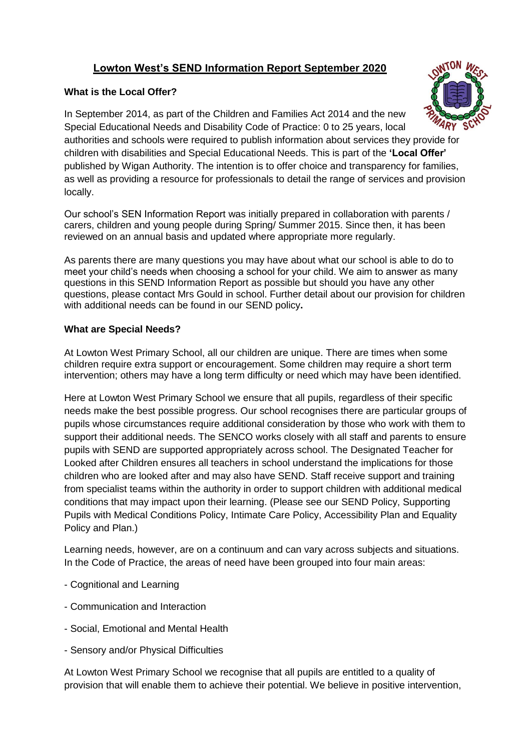# Lowton West's SEND Information Report September 2020

## What is the Local Offer?

In September 2014, as part of the Children and Families Act 2014 and the new Special Educational Needs and Disability Code of Practice: 0 to 25 years, local authorities and schools were required to publish information about services they provide for children with disabilities and Special Educational Needs. This is part of the **'Local Offer'** published by Wigan Authority. The intention is to offer choice and transparency for families, as well as providing a resource for professionals to detail the range of services and provision locally.

Our school's SEN Information Report was initially prepared in collaboration with parents / carers, children and young people during Spring/ Summer 2015. Since then, it has been reviewed on an annual basis and updated where appropriate more regularly.

As parents there are many questions you may have about what our school is able to do to meet your child's needs when choosing a school for your child. We aim to answer as many questions in this SEND Information Report as possible but should you have any other questions, please contact Mrs Gould in school. Further detail about our provision for children with additional needs can be found in our SEND policy**.**

## What are Special Needs?

At Lowton West Primary School, all our children are unique. There are times when some children require extra support or encouragement. Some children may require a short term intervention; others may have a long term difficulty or need which may have been identified.

Here at Lowton West Primary School we ensure that all pupils, regardless of their specific needs make the best possible progress. Our school recognises there are particular groups of pupils whose circumstances require additional consideration by those who work with them to support their additional needs. The SENCO works closely with all staff and parents to ensure pupils with SEND are supported appropriately across school. The Designated Teacher for Looked after Children ensures all teachers in school understand the implications for those children who are looked after and may also have SEND. Staff receive support and training from specialist teams within the authority in order to support children with additional medical conditions that may impact upon their learning. (Please see our SEND Policy, Supporting Pupils with Medical Conditions Policy, Intimate Care Policy, Accessibility Plan and Equality Policy and Plan.)

Learning needs, however, are on a continuum and can vary across subjects and situations. In the Code of Practice, the areas of need have been grouped into four main areas:

- Cognitional and Learning
- Communication and Interaction
- Social, Emotional and Mental Health
- Sensory and/or Physical Difficulties

At Lowton West Primary School we recognise that all pupils are entitled to a quality of provision that will enable them to achieve their potential. We believe in positive intervention,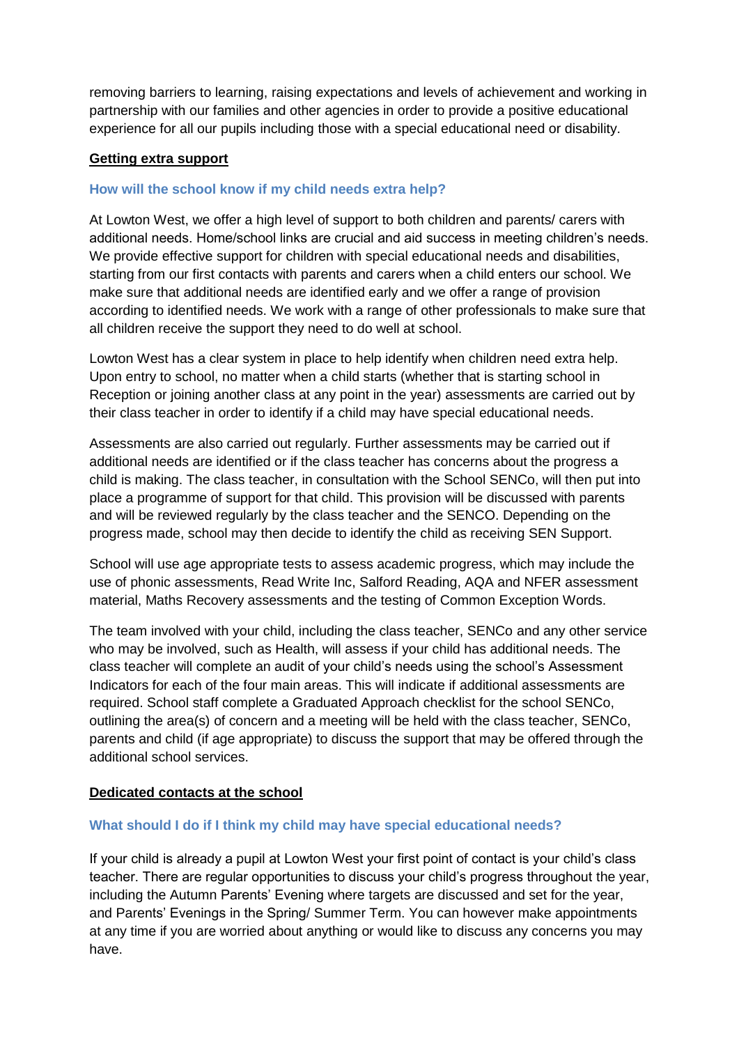removing barriers to learning, raising expectations and levels of achievement and working in partnership with our families and other agencies in order to provide a positive educational experience for all our pupils including those with a special educational need or disability.

## Getting extra support

### How will the school know if my child needs extra help?

At Lowton West, we offer a high level of support to both children and parents/ carers with additional needs. Home/school links are crucial and aid success in meeting children's needs. We provide effective support for children with special educational needs and disabilities, starting from our first contacts with parents and carers when a child enters our school. We make sure that additional needs are identified early and we offer a range of provision according to identified needs. We work with a range of other professionals to make sure that all children receive the support they need to do well at school.

Lowton West has a clear system in place to help identify when children need extra help. Upon entry to school, no matter when a child starts (whether that is starting school in Reception or joining another class at any point in the year) assessments are carried out by their class teacher in order to identify if a child may have special educational needs.

Assessments are also carried out regularly. Further assessments may be carried out if additional needs are identified or if the class teacher has concerns about the progress a child is making. The class teacher, in consultation with the School SENCo, will then put into place a programme of support for that child. This provision will be discussed with parents and will be reviewed regularly by the class teacher and the SENCO. Depending on the progress made, school may then decide to identify the child as receiving SEN Support.

School will use age appropriate tests to assess academic progress, which may include the use of phonic assessments, Read Write Inc, Salford Reading, AQA and NFER assessment material, Maths Recovery assessments and the testing of Common Exception Words.

The team involved with your child, including the class teacher, SENCo and any other service who may be involved, such as Health, will assess if your child has additional needs. The class teacher will complete an audit of your child's needs using the school's Assessment Indicators for each of the four main areas. This will indicate if additional assessments are required. School staff complete a Graduated Approach checklist for the school SENCo, outlining the area(s) of concern and a meeting will be held with the class teacher, SENCo, parents and child (if age appropriate) to discuss the support that may be offered through the additional school services.

## Dedicated contacts at the school

### What should I do if I think my child may have special educational needs?

If your child is already a pupil at Lowton West your first point of contact is your child's class teacher. There are regular opportunities to discuss your child's progress throughout the year, including the Autumn Parents' Evening where targets are discussed and set for the year, and Parents' Evenings in the Spring/ Summer Term. You can however make appointments at any time if you are worried about anything or would like to discuss any concerns you may have.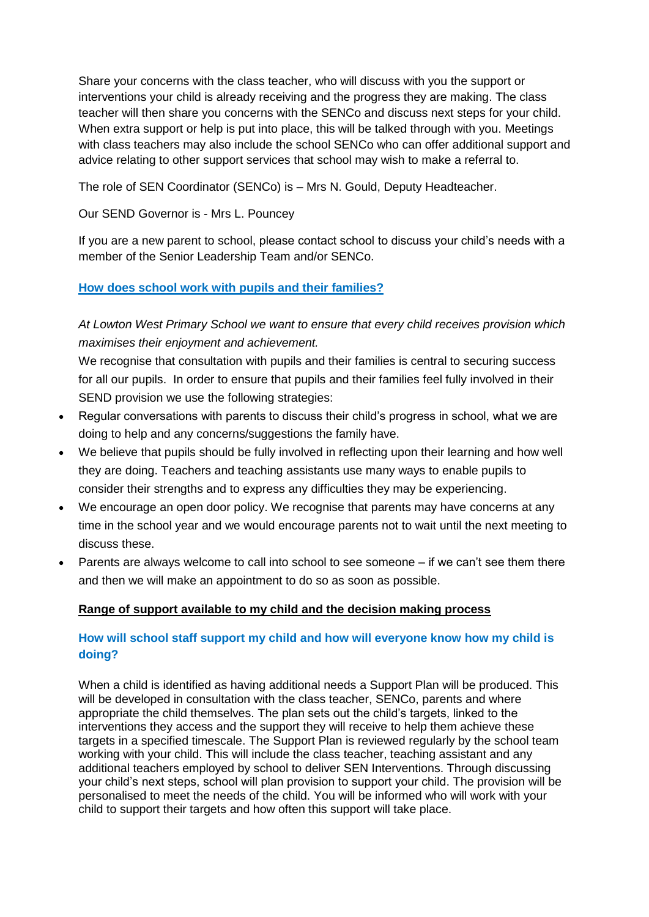Share your concerns with the class teacher, who will discuss with you the support or interventions your child is already receiving and the progress they are making. The class teacher will then share you concerns with the SENCo and discuss next steps for your child. When extra support or help is put into place, this will be talked through with you. Meetings with class teachers may also include the school SENCo who can offer additional support and advice relating to other support services that school may wish to make a referral to.

The role of SEN Coordinator (SENCo) is – Mrs N. Gould, Deputy Headteacher.

Our SEND Governor is - Mrs L. Pouncey

If you are a new parent to school, please contact school to discuss your child's needs with a member of the Senior Leadership Team and/or SENCo.

### How does school work with pupils and their families?

*At Lowton West Primary School we want to ensure that every child receives provision which maximises their enjoyment and achievement.*

We recognise that consultation with pupils and their families is central to securing success for all our pupils. In order to ensure that pupils and their families feel fully involved in their SEND provision we use the following strategies:

- Regular conversations with parents to discuss their child's progress in school, what we are doing to help and any concerns/suggestions the family have.
- We believe that pupils should be fully involved in reflecting upon their learning and how well they are doing. Teachers and teaching assistants use many ways to enable pupils to consider their strengths and to express any difficulties they may be experiencing.
- We encourage an open door policy. We recognise that parents may have concerns at any time in the school year and we would encourage parents not to wait until the next meeting to discuss these.
- Parents are always welcome to call into school to see someone – if we can't see them there and then we will make an appointment to do so as soon as possible.

## Range of support available to my child and the decision making process

### How will school staff support my child and how will everyone know how my child is doing?

When a child is identified as having additional needs a Support Plan will be produced. This will be developed in consultation with the class teacher, SENCo, parents and where appropriate the child themselves. The plan sets out the child's targets, linked to the interventions they access and the support they will receive to help them achieve these targets in a specified timescale. The Support Plan is reviewed regularly by the school team working with your child. This will include the class teacher, teaching assistant and any additional teachers employed by school to deliver SEN Interventions. Through discussing your child's next steps, school will plan provision to support your child. The provision will be personalised to meet the needs of the child. You will be informed who will work with your child to support their targets and how often this support will take place.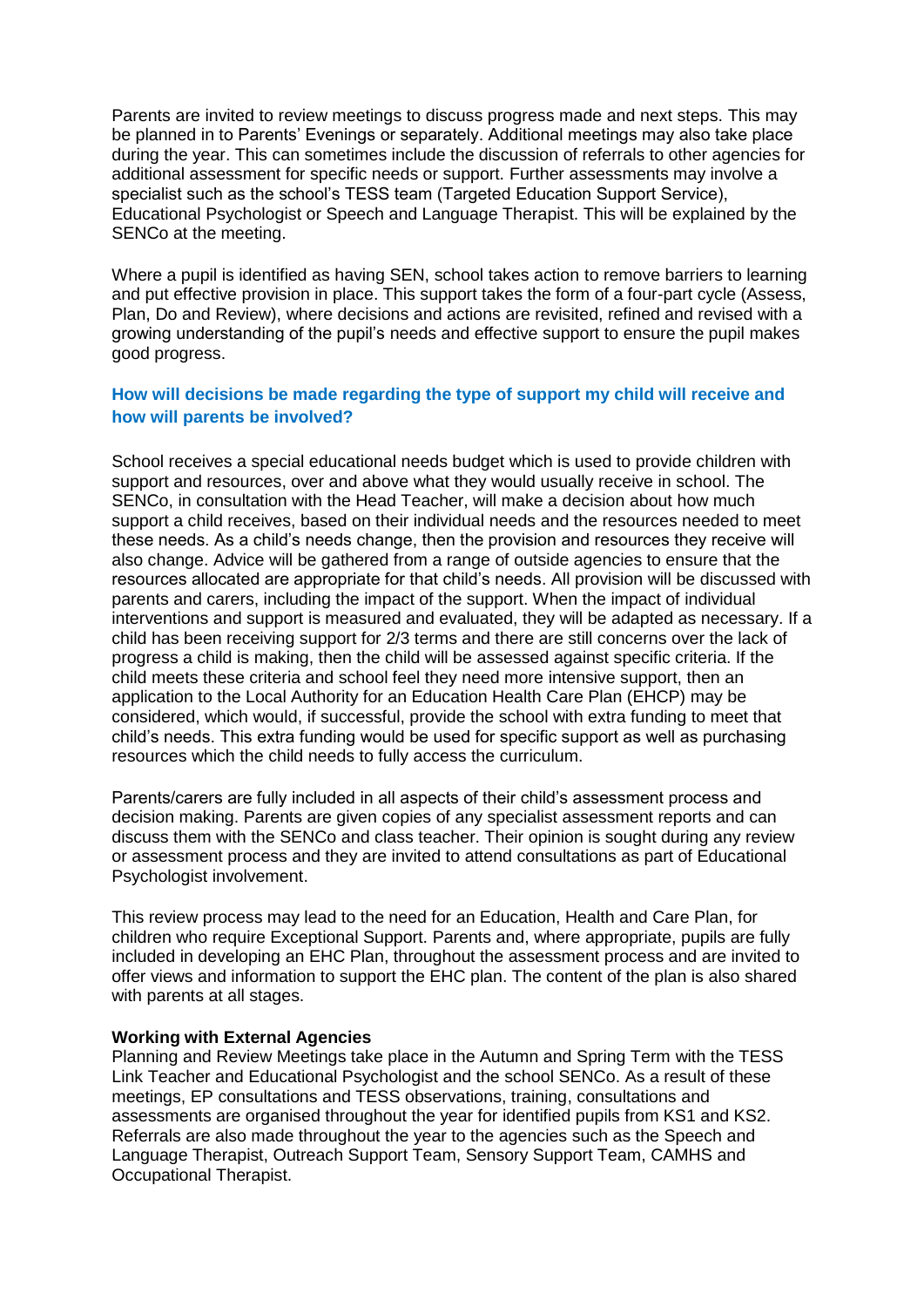Parents are invited to review meetings to discuss progress made and next steps. This may be planned in to Parents' Evenings or separately. Additional meetings may also take place during the year. This can sometimes include the discussion of referrals to other agencies for additional assessment for specific needs or support. Further assessments may involve a specialist such as the school's TESS team (Targeted Education Support Service), Educational Psychologist or Speech and Language Therapist. This will be explained by the SENCo at the meeting.

Where a pupil is identified as having SEN, school takes action to remove barriers to learning and put effective provision in place. This support takes the form of a four-part cycle (Assess, Plan, Do and Review), where decisions and actions are revisited, refined and revised with a growing understanding of the pupil's needs and effective support to ensure the pupil makes good progress.

### How will decisions be made regarding the type of support my child will receive and how will parents be involved?

School receives a special educational needs budget which is used to provide children with support and resources, over and above what they would usually receive in school. The SENCo, in consultation with the Head Teacher, will make a decision about how much support a child receives, based on their individual needs and the resources needed to meet these needs. As a child's needs change, then the provision and resources they receive will also change. Advice will be gathered from a range of outside agencies to ensure that the resources allocated are appropriate for that child's needs. All provision will be discussed with parents and carers, including the impact of the support. When the impact of individual interventions and support is measured and evaluated, they will be adapted as necessary. If a child has been receiving support for 2/3 terms and there are still concerns over the lack of progress a child is making, then the child will be assessed against specific criteria. If the child meets these criteria and school feel they need more intensive support, then an application to the Local Authority for an Education Health Care Plan (EHCP) may be considered, which would, if successful, provide the school with extra funding to meet that child's needs. This extra funding would be used for specific support as well as purchasing resources which the child needs to fully access the curriculum.

Parents/carers are fully included in all aspects of their child's assessment process and decision making. Parents are given copies of any specialist assessment reports and can discuss them with the SENCo and class teacher. Their opinion is sought during any review or assessment process and they are invited to attend consultations as part of Educational Psychologist involvement.

This review process may lead to the need for an Education, Health and Care Plan, for children who require Exceptional Support. Parents and, where appropriate, pupils are fully included in developing an EHC Plan, throughout the assessment process and are invited to offer views and information to support the EHC plan. The content of the plan is also shared with parents at all stages.

**Working with External Agencies**

Planning and Review Meetings take place in the Autumn and Spring Term with the TESS Link Teacher and Educational Psychologist and the school SENCo. As a result of these meetings, EP consultations and TESS observations, training, consultations and assessments are organised throughout the year for identified pupils from KS1 and KS2. Referrals are also made throughout the year to the agencies such as the Speech and Language Therapist, Outreach Support Team, Sensory Support Team, CAMHS and Occupational Therapist.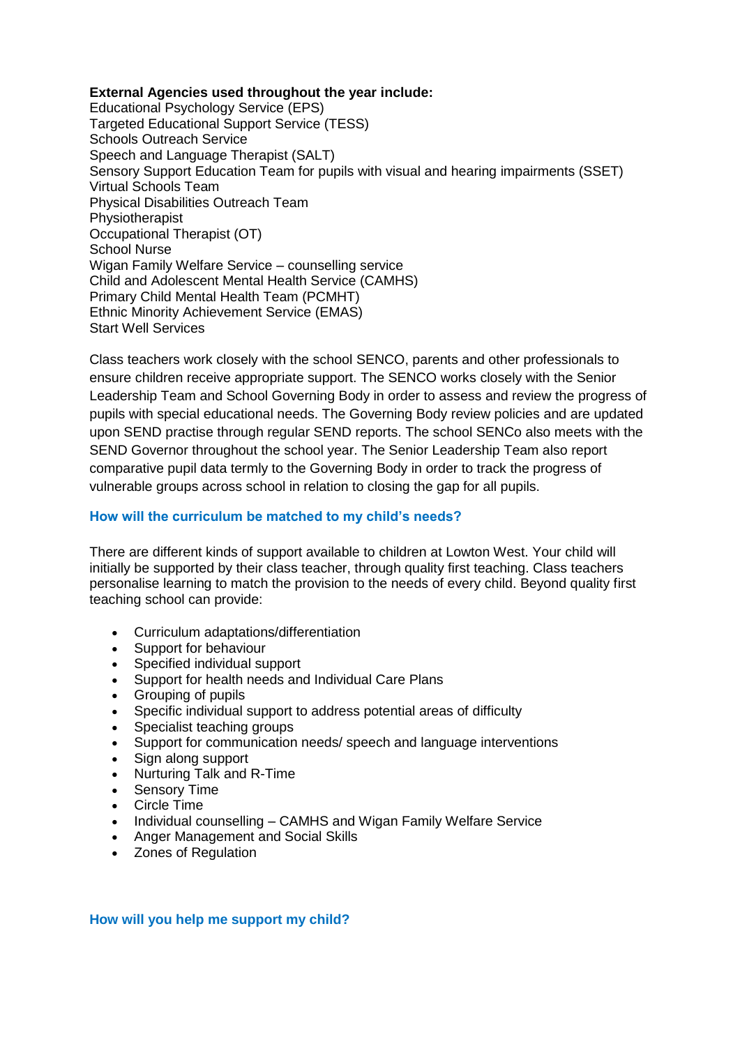**External Agencies used throughout the year include:**
Educational Psychology Service (EPS)
Targeted Educational Support Service (TESS)
Schools Outreach Service
Speech and Language Therapist (SALT)
Sensory Support Education Team for pupils with visual and hearing impairments (SSET)
Virtual Schools Team
Physical Disabilities Outreach Team
Physiotherapist
Occupational Therapist (OT)
School Nurse
Wigan Family Welfare Service – counselling service
Child and Adolescent Mental Health Service (CAMHS)
Primary Child Mental Health Team (PCMHT)
Ethnic Minority Achievement Service (EMAS)
Start Well Services

Class teachers work closely with the school SENCO, parents and other professionals to ensure children receive appropriate support. The SENCO works closely with the Senior Leadership Team and School Governing Body in order to assess and review the progress of pupils with special educational needs. The Governing Body review policies and are updated upon SEND practise through regular SEND reports. The school SENCo also meets with the SEND Governor throughout the school year. The Senior Leadership Team also report comparative pupil data termly to the Governing Body in order to track the progress of vulnerable groups across school in relation to closing the gap for all pupils.

### How will the curriculum be matched to my child's needs?

There are different kinds of support available to children at Lowton West. Your child will initially be supported by their class teacher, through quality first teaching. Class teachers personalise learning to match the provision to the needs of every child. Beyond quality first teaching school can provide:

- Curriculum adaptations/differentiation
- Support for behaviour
- Specified individual support
- Support for health needs and Individual Care Plans
- Grouping of pupils
- Specific individual support to address potential areas of difficulty
- Specialist teaching groups
- Support for communication needs/ speech and language interventions
- Sign along support
- Nurturing Talk and R-Time
- Sensory Time
- Circle Time
- Individual counselling – CAMHS and Wigan Family Welfare Service
- Anger Management and Social Skills
- Zones of Regulation

### How will you help me support my child?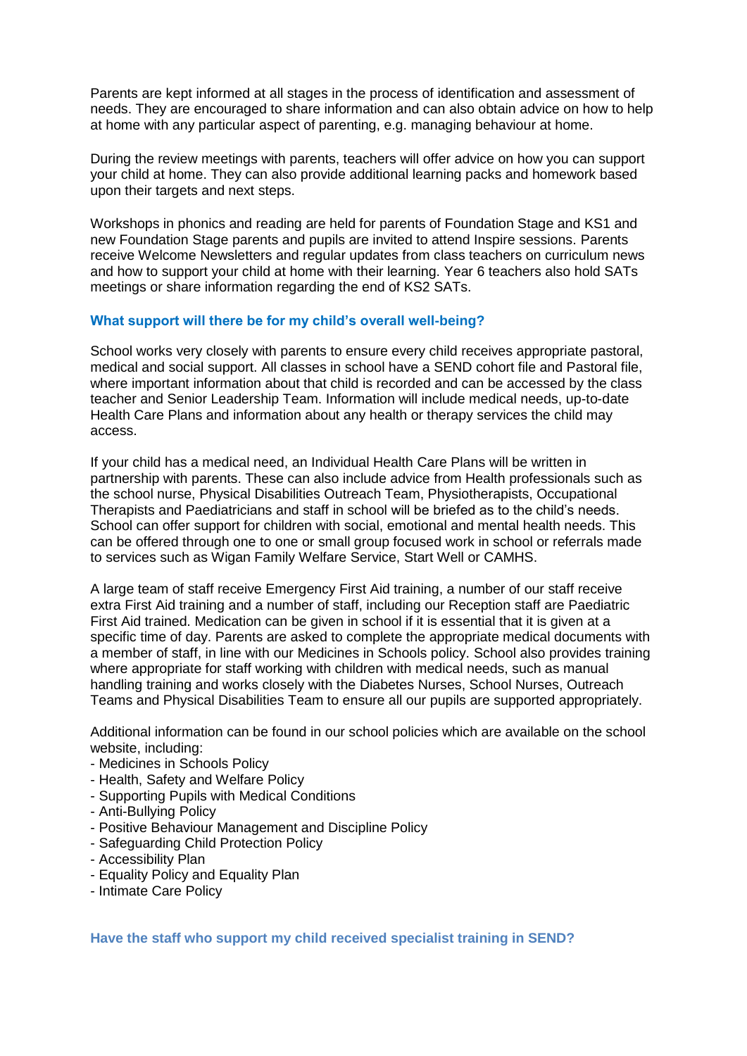Parents are kept informed at all stages in the process of identification and assessment of needs. They are encouraged to share information and can also obtain advice on how to help at home with any particular aspect of parenting, e.g. managing behaviour at home.

During the review meetings with parents, teachers will offer advice on how you can support your child at home. They can also provide additional learning packs and homework based upon their targets and next steps.

Workshops in phonics and reading are held for parents of Foundation Stage and KS1 and new Foundation Stage parents and pupils are invited to attend Inspire sessions. Parents receive Welcome Newsletters and regular updates from class teachers on curriculum news and how to support your child at home with their learning. Year 6 teachers also hold SATs meetings or share information regarding the end of KS2 SATs.

### What support will there be for my child's overall well-being?

School works very closely with parents to ensure every child receives appropriate pastoral, medical and social support. All classes in school have a SEND cohort file and Pastoral file, where important information about that child is recorded and can be accessed by the class teacher and Senior Leadership Team. Information will include medical needs, up-to-date Health Care Plans and information about any health or therapy services the child may access.

If your child has a medical need, an Individual Health Care Plans will be written in partnership with parents. These can also include advice from Health professionals such as the school nurse, Physical Disabilities Outreach Team, Physiotherapists, Occupational Therapists and Paediatricians and staff in school will be briefed as to the child's needs. School can offer support for children with social, emotional and mental health needs. This can be offered through one to one or small group focused work in school or referrals made to services such as Wigan Family Welfare Service, Start Well or CAMHS.

A large team of staff receive Emergency First Aid training, a number of our staff receive extra First Aid training and a number of staff, including our Reception staff are Paediatric First Aid trained. Medication can be given in school if it is essential that it is given at a specific time of day. Parents are asked to complete the appropriate medical documents with a member of staff, in line with our Medicines in Schools policy. School also provides training where appropriate for staff working with children with medical needs, such as manual handling training and works closely with the Diabetes Nurses, School Nurses, Outreach Teams and Physical Disabilities Team to ensure all our pupils are supported appropriately.

Additional information can be found in our school policies which are available on the school website, including:

- Medicines in Schools Policy
- Health, Safety and Welfare Policy
- Supporting Pupils with Medical Conditions
- Anti-Bullying Policy
- Positive Behaviour Management and Discipline Policy
- Safeguarding Child Protection Policy
- Accessibility Plan
- Equality Policy and Equality Plan
- Intimate Care Policy

### Have the staff who support my child received specialist training in SEND?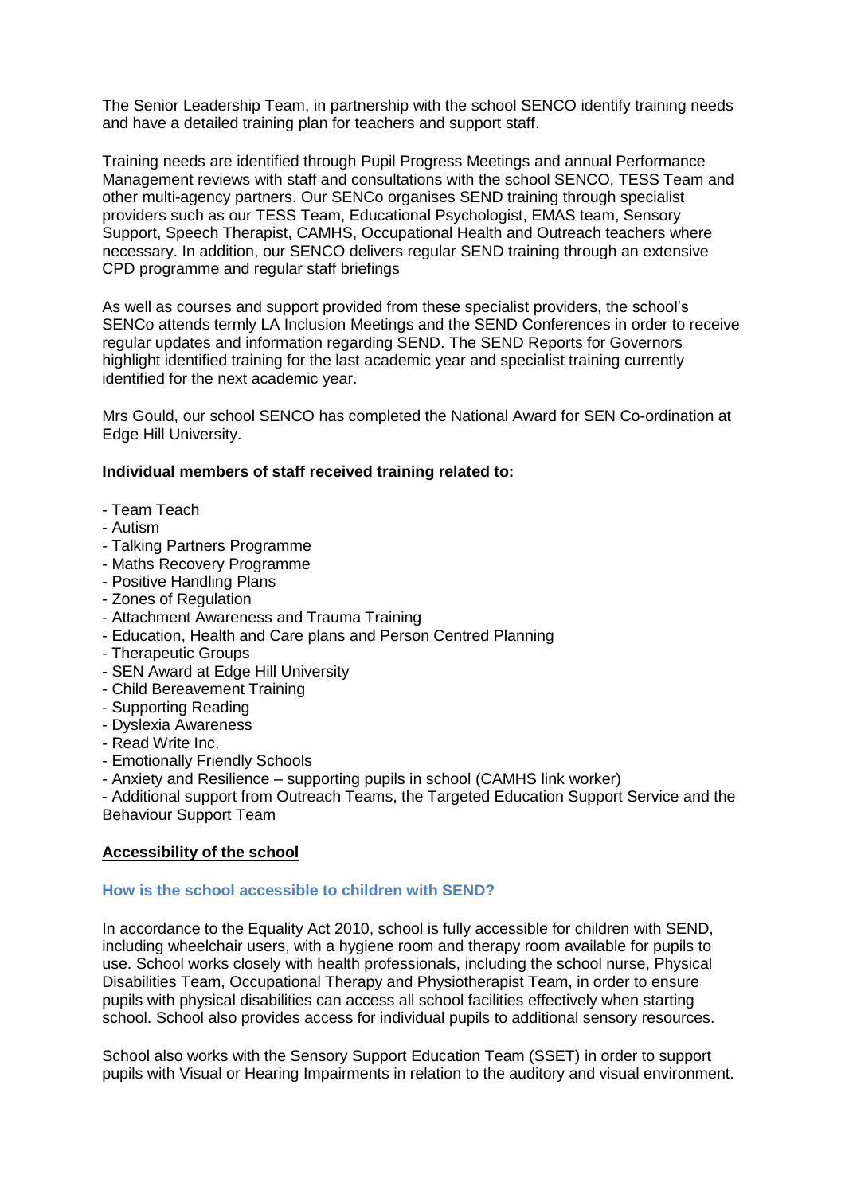The Senior Leadership Team, in partnership with the school SENCO identify training needs and have a detailed training plan for teachers and support staff.

Training needs are identified through Pupil Progress Meetings and annual Performance Management reviews with staff and consultations with the school SENCO, TESS Team and other multi-agency partners. Our SENCo organises SEND training through specialist providers such as our TESS Team, Educational Psychologist, EMAS team, Sensory Support, Speech Therapist, CAMHS, Occupational Health and Outreach teachers where necessary. In addition, our SENCO delivers regular SEND training through an extensive CPD programme and regular staff briefings

As well as courses and support provided from these specialist providers, the school's SENCo attends termly LA Inclusion Meetings and the SEND Conferences in order to receive regular updates and information regarding SEND. The SEND Reports for Governors highlight identified training for the last academic year and specialist training currently identified for the next academic year.

Mrs Gould, our school SENCO has completed the National Award for SEN Co-ordination at Edge Hill University.

**Individual members of staff received training related to:**

- Team Teach
- Autism
- Talking Partners Programme
- Maths Recovery Programme
- Positive Handling Plans
- Zones of Regulation
- Attachment Awareness and Trauma Training
- Education, Health and Care plans and Person Centred Planning
- Therapeutic Groups
- SEN Award at Edge Hill University
- Child Bereavement Training
- Supporting Reading
- Dyslexia Awareness
- Read Write Inc.
- Emotionally Friendly Schools
- Anxiety and Resilience – supporting pupils in school (CAMHS link worker)
- Additional support from Outreach Teams, the Targeted Education Support Service and the Behaviour Support Team

## Accessibility of the school

### How is the school accessible to children with SEND?

In accordance to the Equality Act 2010, school is fully accessible for children with SEND, including wheelchair users, with a hygiene room and therapy room available for pupils to use. School works closely with health professionals, including the school nurse, Physical Disabilities Team, Occupational Therapy and Physiotherapist Team, in order to ensure pupils with physical disabilities can access all school facilities effectively when starting school. School also provides access for individual pupils to additional sensory resources.

School also works with the Sensory Support Education Team (SSET) in order to support pupils with Visual or Hearing Impairments in relation to the auditory and visual environment.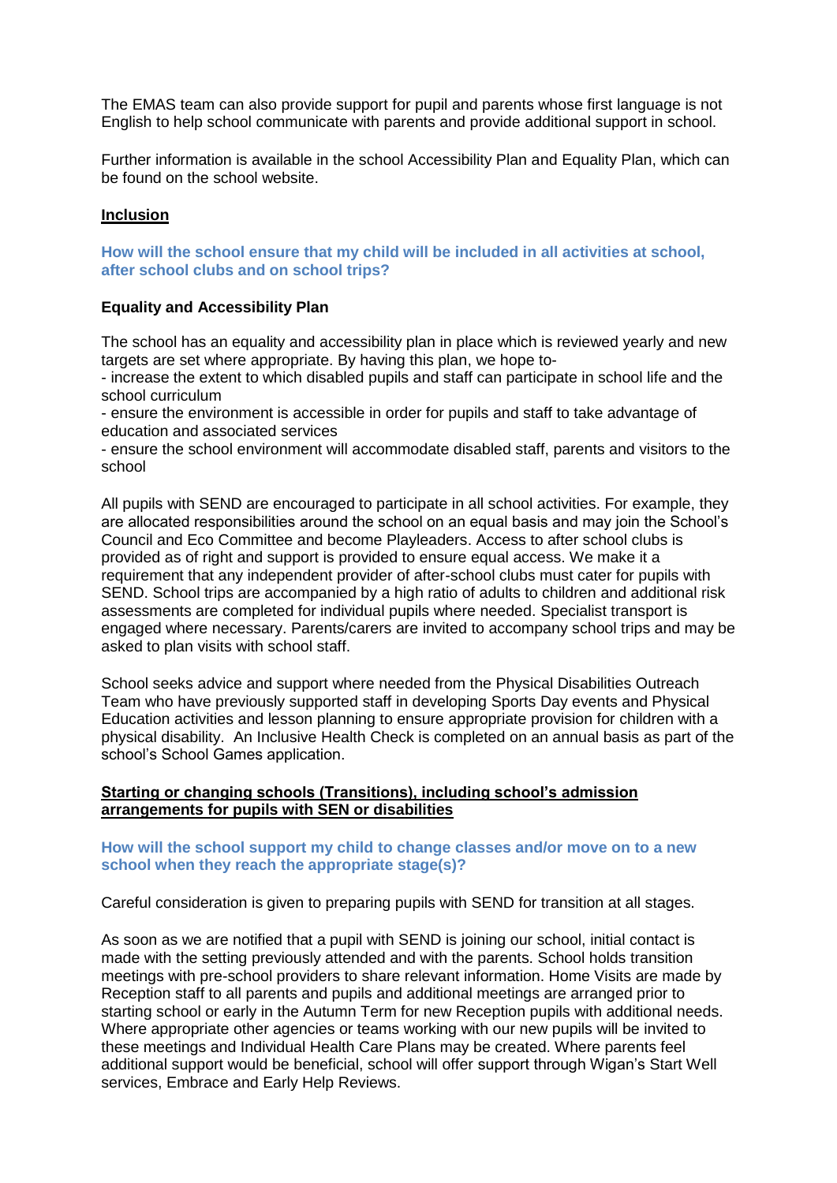The EMAS team can also provide support for pupil and parents whose first language is not English to help school communicate with parents and provide additional support in school.

Further information is available in the school Accessibility Plan and Equality Plan, which can be found on the school website.

## Inclusion

### How will the school ensure that my child will be included in all activities at school, after school clubs and on school trips?

**Equality and Accessibility Plan**

The school has an equality and accessibility plan in place which is reviewed yearly and new targets are set where appropriate. By having this plan, we hope to-
- increase the extent to which disabled pupils and staff can participate in school life and the school curriculum
- ensure the environment is accessible in order for pupils and staff to take advantage of education and associated services
- ensure the school environment will accommodate disabled staff, parents and visitors to the school

All pupils with SEND are encouraged to participate in all school activities. For example, they are allocated responsibilities around the school on an equal basis and may join the School's Council and Eco Committee and become Playleaders. Access to after school clubs is provided as of right and support is provided to ensure equal access. We make it a requirement that any independent provider of after-school clubs must cater for pupils with SEND. School trips are accompanied by a high ratio of adults to children and additional risk assessments are completed for individual pupils where needed. Specialist transport is engaged where necessary. Parents/carers are invited to accompany school trips and may be asked to plan visits with school staff.

School seeks advice and support where needed from the Physical Disabilities Outreach Team who have previously supported staff in developing Sports Day events and Physical Education activities and lesson planning to ensure appropriate provision for children with a physical disability. An Inclusive Health Check is completed on an annual basis as part of the school's School Games application.

## Starting or changing schools (Transitions), including school's admission arrangements for pupils with SEN or disabilities

### How will the school support my child to change classes and/or move on to a new school when they reach the appropriate stage(s)?

Careful consideration is given to preparing pupils with SEND for transition at all stages.

As soon as we are notified that a pupil with SEND is joining our school, initial contact is made with the setting previously attended and with the parents. School holds transition meetings with pre-school providers to share relevant information. Home Visits are made by Reception staff to all parents and pupils and additional meetings are arranged prior to starting school or early in the Autumn Term for new Reception pupils with additional needs. Where appropriate other agencies or teams working with our new pupils will be invited to these meetings and Individual Health Care Plans may be created. Where parents feel additional support would be beneficial, school will offer support through Wigan's Start Well services, Embrace and Early Help Reviews.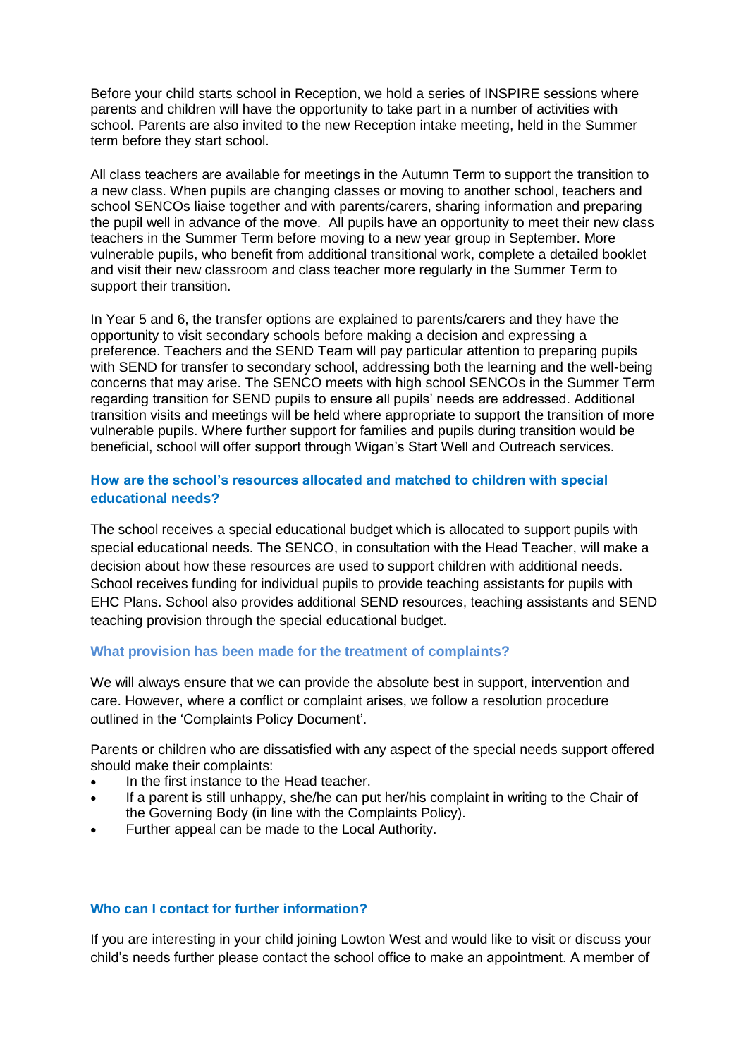Before your child starts school in Reception, we hold a series of INSPIRE sessions where parents and children will have the opportunity to take part in a number of activities with school. Parents are also invited to the new Reception intake meeting, held in the Summer term before they start school.

All class teachers are available for meetings in the Autumn Term to support the transition to a new class. When pupils are changing classes or moving to another school, teachers and school SENCOs liaise together and with parents/carers, sharing information and preparing the pupil well in advance of the move. All pupils have an opportunity to meet their new class teachers in the Summer Term before moving to a new year group in September. More vulnerable pupils, who benefit from additional transitional work, complete a detailed booklet and visit their new classroom and class teacher more regularly in the Summer Term to support their transition.

In Year 5 and 6, the transfer options are explained to parents/carers and they have the opportunity to visit secondary schools before making a decision and expressing a preference. Teachers and the SEND Team will pay particular attention to preparing pupils with SEND for transfer to secondary school, addressing both the learning and the well-being concerns that may arise. The SENCO meets with high school SENCOs in the Summer Term regarding transition for SEND pupils to ensure all pupils' needs are addressed. Additional transition visits and meetings will be held where appropriate to support the transition of more vulnerable pupils. Where further support for families and pupils during transition would be beneficial, school will offer support through Wigan's Start Well and Outreach services.

### How are the school's resources allocated and matched to children with special educational needs?

The school receives a special educational budget which is allocated to support pupils with special educational needs. The SENCO, in consultation with the Head Teacher, will make a decision about how these resources are used to support children with additional needs. School receives funding for individual pupils to provide teaching assistants for pupils with EHC Plans. School also provides additional SEND resources, teaching assistants and SEND teaching provision through the special educational budget.

### What provision has been made for the treatment of complaints?

We will always ensure that we can provide the absolute best in support, intervention and care. However, where a conflict or complaint arises, we follow a resolution procedure outlined in the 'Complaints Policy Document'.

Parents or children who are dissatisfied with any aspect of the special needs support offered should make their complaints:

- In the first instance to the Head teacher.
- If a parent is still unhappy, she/he can put her/his complaint in writing to the Chair of the Governing Body (in line with the Complaints Policy).
- Further appeal can be made to the Local Authority.

### Who can I contact for further information?

If you are interesting in your child joining Lowton West and would like to visit or discuss your child's needs further please contact the school office to make an appointment. A member of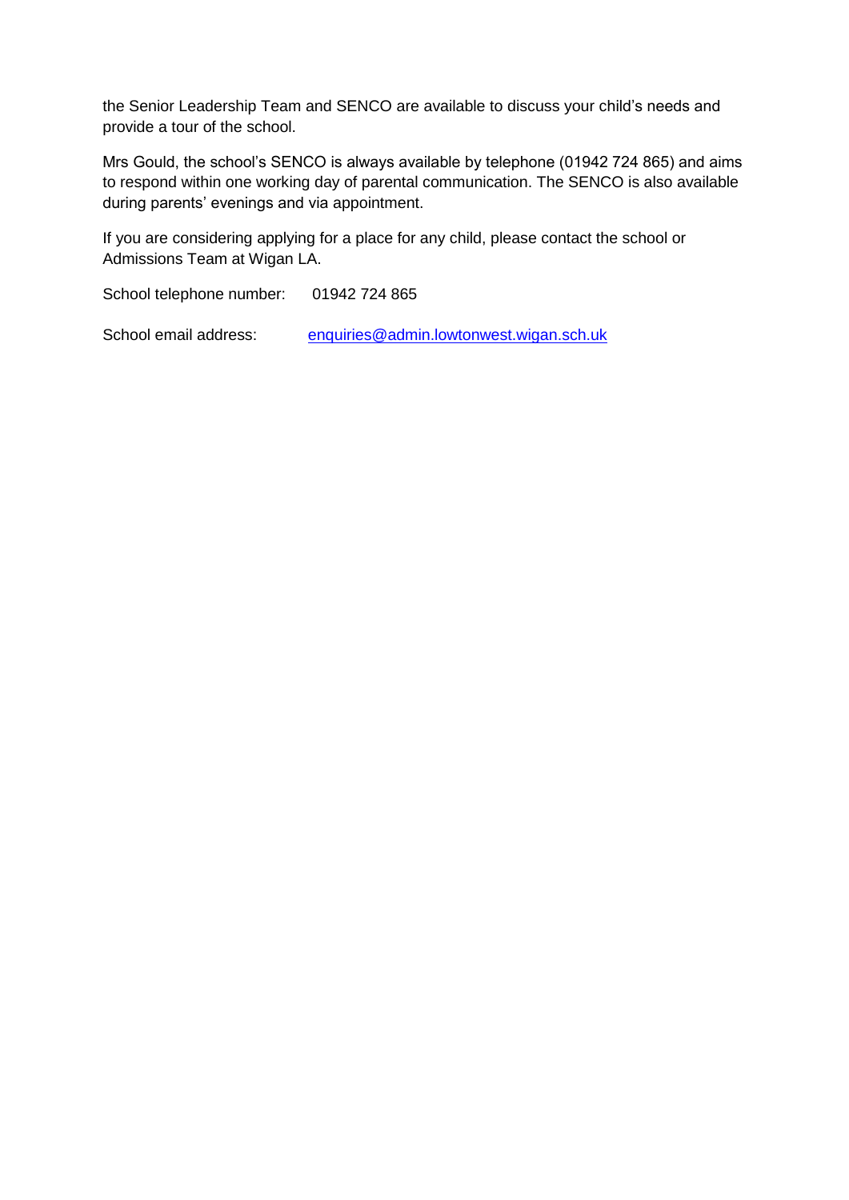the Senior Leadership Team and SENCO are available to discuss your child's needs and provide a tour of the school.

Mrs Gould, the school's SENCO is always available by telephone (01942 724 865) and aims to respond within one working day of parental communication. The SENCO is also available during parents' evenings and via appointment.

If you are considering applying for a place for any child, please contact the school or Admissions Team at Wigan LA.

School telephone number: 01942 724 865

School email address: enquiries@admin.lowtonwest.wigan.sch.uk